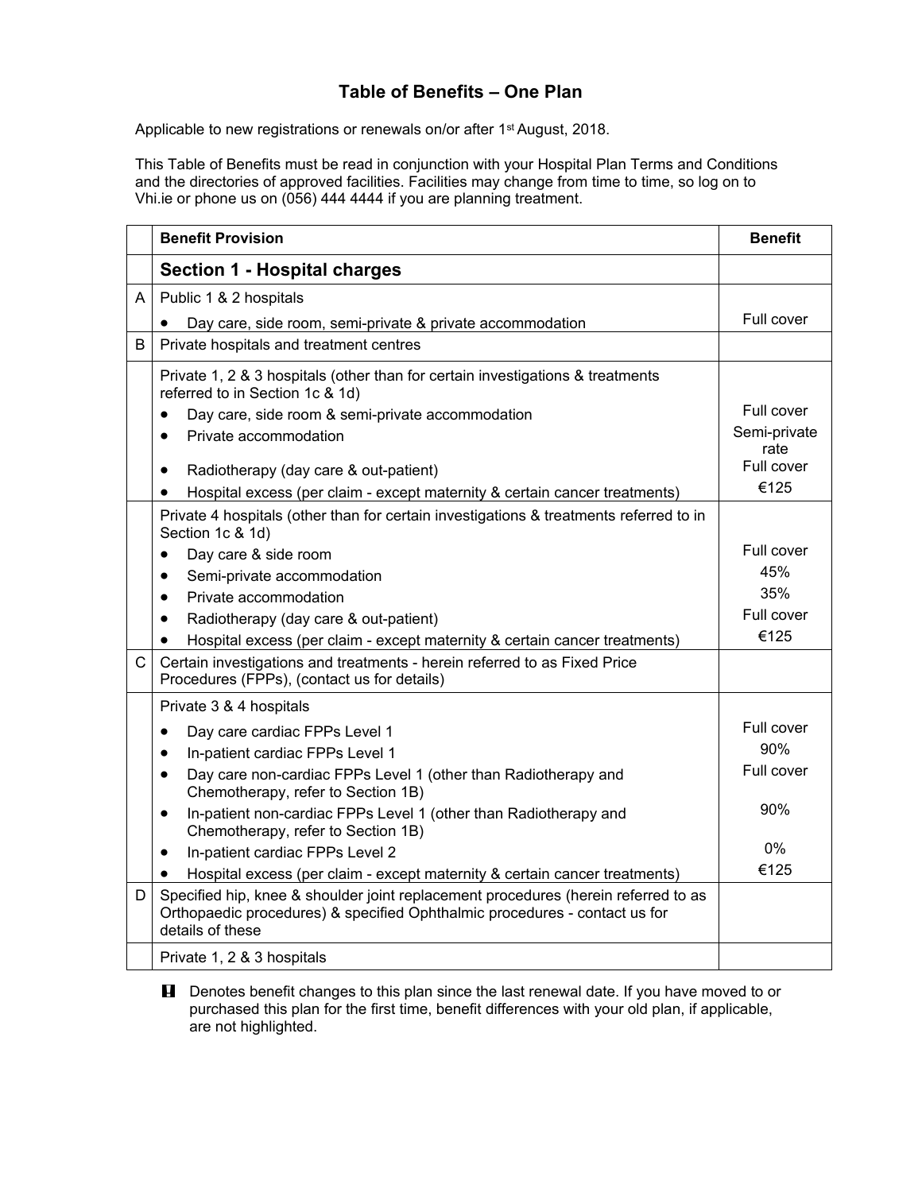# Table of Benefits – One Plan

Applicable to new registrations or renewals on/or after 1st August, 2018.

This Table of Benefits must be read in conjunction with your Hospital Plan Terms and Conditions and the directories of approved facilities. Facilities may change from time to time, so log on to Vhi.ie or phone us on (056) 444 4444 if you are planning treatment.

| | Benefit Provision | Benefit |
|---|---|---|
| | **Section 1 - Hospital charges** | |
| A | Public 1 & 2 hospitals | |
| | • Day care, side room, semi-private & private accommodation | Full cover |
| B | Private hospitals and treatment centres | |
| | Private 1, 2 & 3 hospitals (other than for certain investigations & treatments referred to in Section 1c & 1d) | |
| | • Day care, side room & semi-private accommodation | Full cover |
| | • Private accommodation | Semi-private rate |
| | • Radiotherapy (day care & out-patient) | Full cover |
| | • Hospital excess (per claim - except maternity & certain cancer treatments) | €125 |
| | Private 4 hospitals (other than for certain investigations & treatments referred to in Section 1c & 1d) | |
| | • Day care & side room | Full cover |
| | • Semi-private accommodation | 45% |
| | • Private accommodation | 35% |
| | • Radiotherapy (day care & out-patient) | Full cover |
| | • Hospital excess (per claim - except maternity & certain cancer treatments) | €125 |
| C | Certain investigations and treatments - herein referred to as Fixed Price Procedures (FPPs), (contact us for details) | |
| | Private 3 & 4 hospitals | |
| | • Day care cardiac FPPs Level 1 | Full cover |
| | • In-patient cardiac FPPs Level 1 | 90% |
| | • Day care non-cardiac FPPs Level 1 (other than Radiotherapy and Chemotherapy, refer to Section 1B) | Full cover |
| | • In-patient non-cardiac FPPs Level 1 (other than Radiotherapy and Chemotherapy, refer to Section 1B) | 90% |
| | • In-patient cardiac FPPs Level 2 | 0% |
| | • Hospital excess (per claim - except maternity & certain cancer treatments) | €125 |
| D | Specified hip, knee & shoulder joint replacement procedures (herein referred to as Orthopaedic procedures) & specified Ophthalmic procedures - contact us for details of these | |
| | Private 1, 2 & 3 hospitals | |

! Denotes benefit changes to this plan since the last renewal date. If you have moved to or purchased this plan for the first time, benefit differences with your old plan, if applicable, are not highlighted.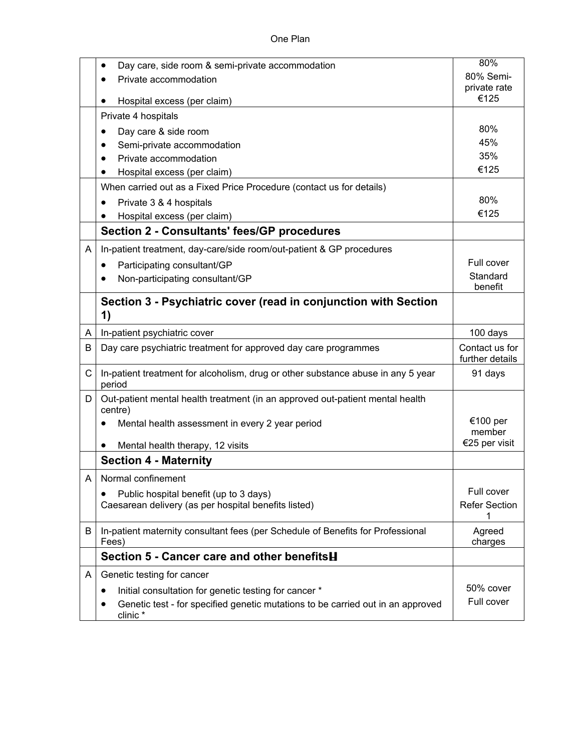| | | |
|---|---|---|
| | • Day care, side room & semi-private accommodation<br>• Private accommodation<br>• Hospital excess (per claim) | 80%<br>80% Semi-private rate<br>€125 |
| | Private 4 hospitals<br>• Day care & side room<br>• Semi-private accommodation<br>• Private accommodation<br>• Hospital excess (per claim) | <br>80%<br>45%<br>35%<br>€125 |
| | When carried out as a Fixed Price Procedure (contact us for details)<br>• Private 3 & 4 hospitals<br>• Hospital excess (per claim) | <br>80%<br>€125 |
| | **Section 2 - Consultants' fees/GP procedures** | |
| A | In-patient treatment, day-care/side room/out-patient & GP procedures<br>• Participating consultant/GP<br>• Non-participating consultant/GP | <br>Full cover<br>Standard benefit |
| | **Section 3 - Psychiatric cover (read in conjunction with Section 1)** | |
| A | In-patient psychiatric cover | 100 days |
| B | Day care psychiatric treatment for approved day care programmes | Contact us for further details |
| C | In-patient treatment for alcoholism, drug or other substance abuse in any 5 year period | 91 days |
| D | Out-patient mental health treatment (in an approved out-patient mental health centre)<br>• Mental health assessment in every 2 year period<br>• Mental health therapy, 12 visits | <br>€100 per member<br>€25 per visit |
| | **Section 4 - Maternity** | |
| A | Normal confinement<br>• Public hospital benefit (up to 3 days)<br>Caesarean delivery (as per hospital benefits listed) | <br>Full cover<br>Refer Section 1 |
| B | In-patient maternity consultant fees (per Schedule of Benefits for Professional Fees) | Agreed charges |
| | **Section 5 - Cancer care and other benefits** | |
| A | Genetic testing for cancer<br>• Initial consultation for genetic testing for cancer *<br>• Genetic test - for specified genetic mutations to be carried out in an approved clinic * | <br>50% cover<br>Full cover |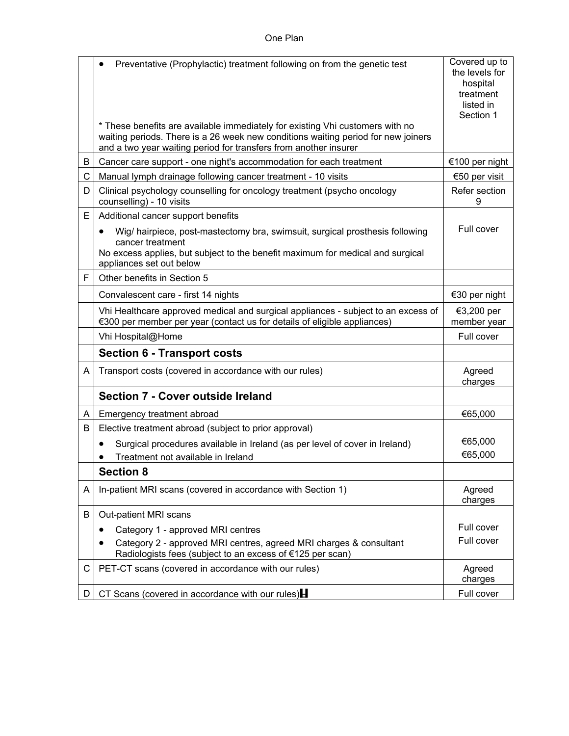| | | |
|---|---|---|
| | • Preventative (Prophylactic) treatment following on from the genetic test<br><br>* These benefits are available immediately for existing Vhi customers with no waiting periods. There is a 26 week new conditions waiting period for new joiners and a two year waiting period for transfers from another insurer | Covered up to the levels for hospital treatment listed in Section 1 |
| B | Cancer care support - one night's accommodation for each treatment | €100 per night |
| C | Manual lymph drainage following cancer treatment - 10 visits | €50 per visit |
| D | Clinical psychology counselling for oncology treatment (psycho oncology counselling) - 10 visits | Refer section 9 |
| E | Additional cancer support benefits<br>• Wig/ hairpiece, post-mastectomy bra, swimsuit, surgical prosthesis following cancer treatment<br>No excess applies, but subject to the benefit maximum for medical and surgical appliances set out below | Full cover |
| F | Other benefits in Section 5 | |
| | Convalescent care - first 14 nights | €30 per night |
| | Vhi Healthcare approved medical and surgical appliances - subject to an excess of €300 per member per year (contact us for details of eligible appliances) | €3,200 per member year |
| | Vhi Hospital@Home | Full cover |
| | **Section 6 - Transport costs** | |
| A | Transport costs (covered in accordance with our rules) | Agreed charges |
| | **Section 7 - Cover outside Ireland** | |
| A | Emergency treatment abroad | €65,000 |
| B | Elective treatment abroad (subject to prior approval)<br>• Surgical procedures available in Ireland (as per level of cover in Ireland)<br>• Treatment not available in Ireland | €65,000<br>€65,000 |
| | **Section 8** | |
| A | In-patient MRI scans (covered in accordance with Section 1) | Agreed charges |
| B | Out-patient MRI scans<br>• Category 1 - approved MRI centres<br>• Category 2 - approved MRI centres, agreed MRI charges & consultant Radiologists fees (subject to an excess of €125 per scan) | Full cover<br>Full cover |
| C | PET-CT scans (covered in accordance with our rules) | Agreed charges |
| D | CT Scans (covered in accordance with our rules) | Full cover |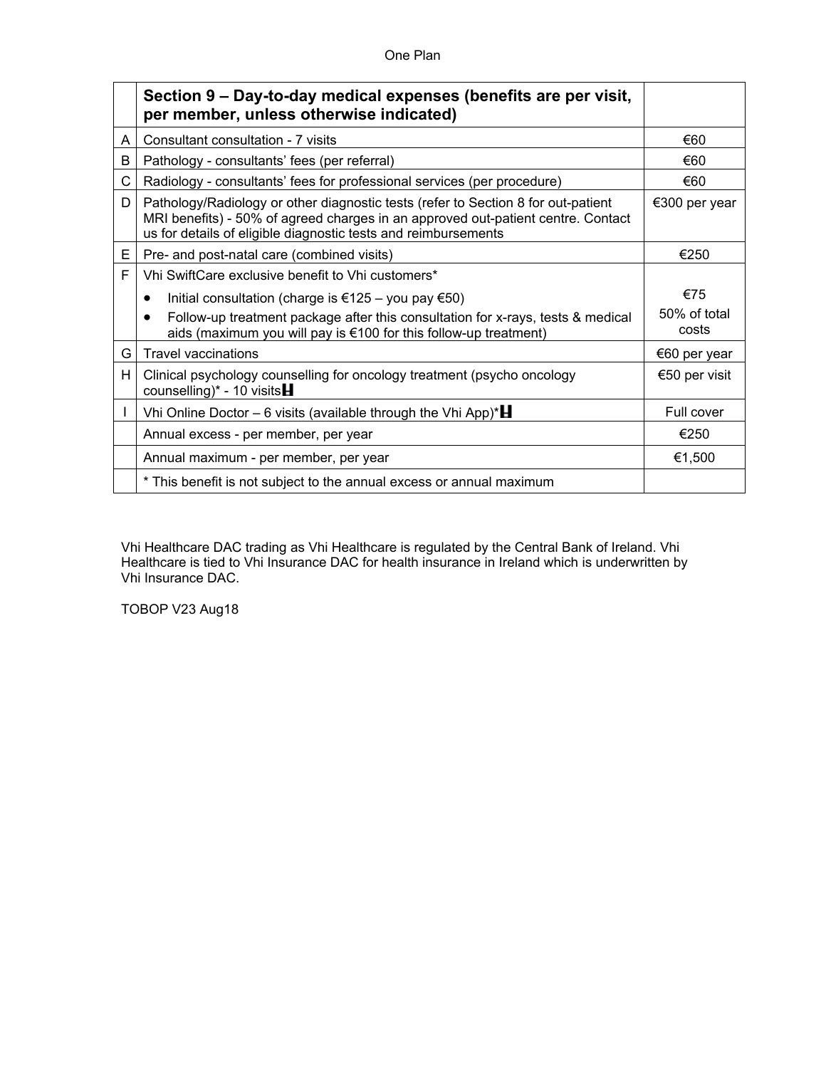| | Section 9 – Day-to-day medical expenses (benefits are per visit, per member, unless otherwise indicated) | |
|---|---|---|
| A | Consultant consultation - 7 visits | €60 |
| B | Pathology - consultants' fees (per referral) | €60 |
| C | Radiology - consultants' fees for professional services (per procedure) | €60 |
| D | Pathology/Radiology or other diagnostic tests (refer to Section 8 for out-patient MRI benefits) - 50% of agreed charges in an approved out-patient centre. Contact us for details of eligible diagnostic tests and reimbursements | €300 per year |
| E | Pre- and post-natal care (combined visits) | €250 |
| F | Vhi SwiftCare exclusive benefit to Vhi customers*<br>• Initial consultation (charge is €125 – you pay €50)<br>• Follow-up treatment package after this consultation for x-rays, tests & medical aids (maximum you will pay is €100 for this follow-up treatment) | <br>€75<br>50% of total costs |
| G | Travel vaccinations | €60 per year |
| H | Clinical psychology counselling for oncology treatment (psycho oncology counselling)* - 10 visits | €50 per visit |
| I | Vhi Online Doctor – 6 visits (available through the Vhi App)* | Full cover |
| | Annual excess - per member, per year | €250 |
| | Annual maximum - per member, per year | €1,500 |
| | * This benefit is not subject to the annual excess or annual maximum | |

Vhi Healthcare DAC trading as Vhi Healthcare is regulated by the Central Bank of Ireland. Vhi Healthcare is tied to Vhi Insurance DAC for health insurance in Ireland which is underwritten by Vhi Insurance DAC.

TOBOP V23 Aug18